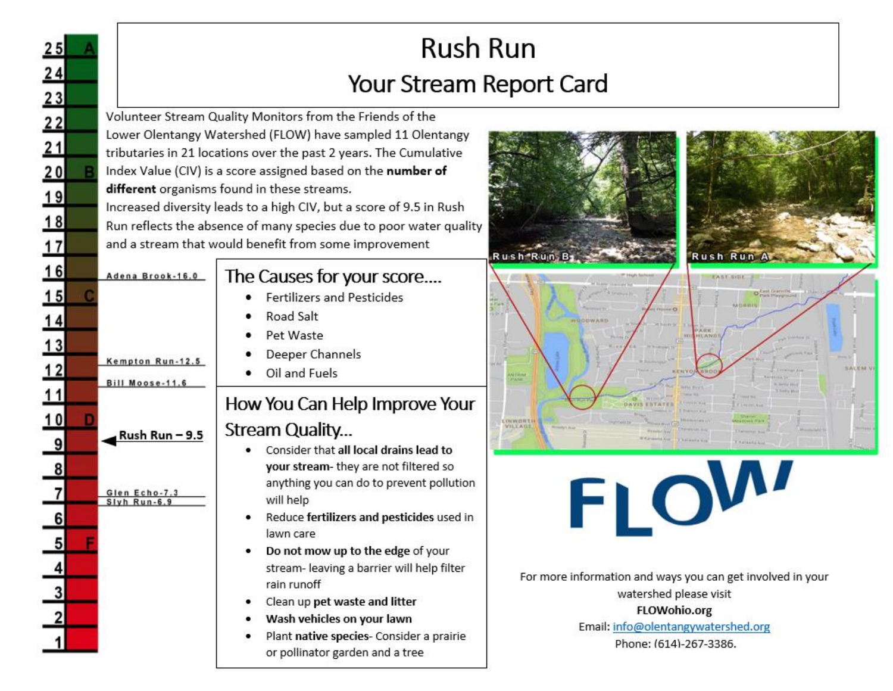# Rush Run

## Your Stream Report Card

Volunteer Stream Quality Monitors from the Friends of the Lower Olentangy Watershed (FLOW) have sampled 11 Olentangy tributaries in 21 locations over the past 2 years. The Cumulative Index Value (CIV) is a score assigned based on the **number of different** organisms found in these streams.

Increased diversity leads to a high CIV, but a score of 9.5 in Rush Run reflects the absence of many species due to poor water quality and a stream that would benefit from some improvement

| Score | Grade | Stream |
| --- | --- | --- |
| 25 | A | |
| 24 | | |
| 23 | | |
| 22 | | |
| 21 | | |
| 20 | B | |
| 19 | | |
| 18 | | |
| 17 | | |
| 16 | | Adena Brook-16.0 |
| 15 | C | |
| 14 | | |
| 13 | | |
| 12 | | Kempton Run-12.5 |
| 11 | | Bill Moose-11.6 |
| 10 | D | |
| 9 | | Rush Run – 9.5 |
| 8 | | |
| 7 | | Glen Echo-7.3 |
| 6 | | Slyh Run-6.9 |
| 5 | F | |
| 4 | | |
| 3 | | |
| 2 | | |
| 1 | | |

### The Causes for your score....

- Fertilizers and Pesticides
- Road Salt
- Pet Waste
- Deeper Channels
- Oil and Fuels

### How You Can Help Improve Your Stream Quality...

- Consider that **all local drains lead to your stream**- they are not filtered so anything you can do to prevent pollution will help
- Reduce **fertilizers and pesticides** used in lawn care
- **Do not mow up to the edge** of your stream- leaving a barrier will help filter rain runoff
- Clean up **pet waste and litter**
- **Wash vehicles on your lawn**
- Plant **native species**- Consider a prairie or pollinator garden and a tree

Rush Run B

Rush Run A

FLOW

For more information and ways you can get involved in your watershed please visit
**FLOWohio.org**
Email: info@olentangywatershed.org
Phone: (614)-267-3386.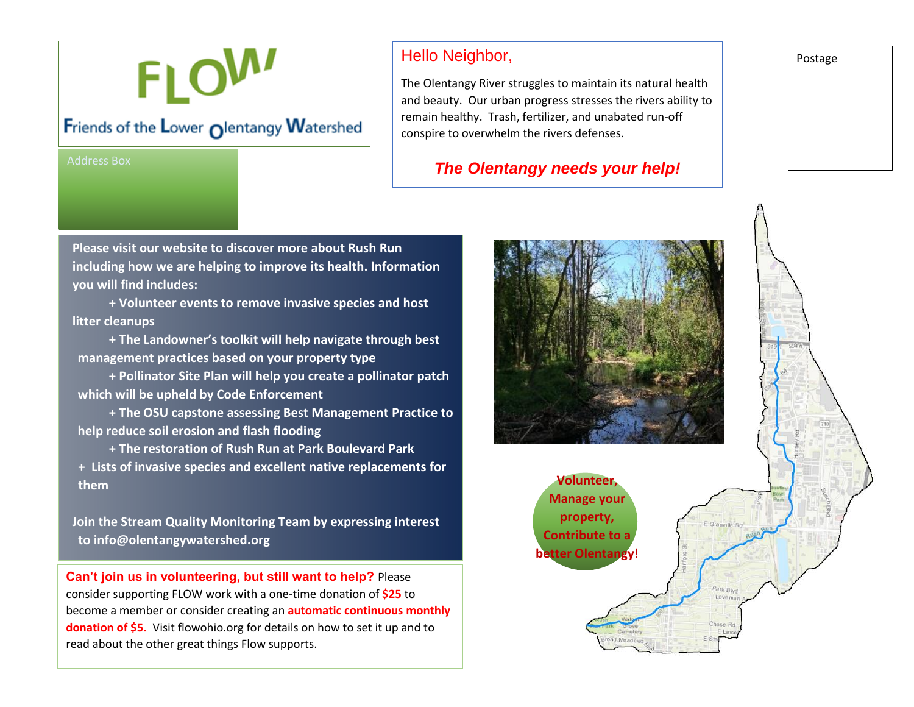# FLOW

Friends of the Lower Olentangy Watershed

Address Box

## Hello Neighbor,

The Olentangy River struggles to maintain its natural health and beauty. Our urban progress stresses the rivers ability to remain healthy. Trash, fertilizer, and unabated run-off conspire to overwhelm the rivers defenses.

***The Olentangy needs your help!***

Postage

**Please visit our website to discover more about Rush Run including how we are helping to improve its health. Information you will find includes:**

- **+ Volunteer events to remove invasive species and host litter cleanups**
- **+ The Landowner's toolkit will help navigate through best management practices based on your property type**
- **+ Pollinator Site Plan will help you create a pollinator patch which will be upheld by Code Enforcement**
- **+ The OSU capstone assessing Best Management Practice to help reduce soil erosion and flash flooding**
- **+ The restoration of Rush Run at Park Boulevard Park**
- **+ Lists of invasive species and excellent native replacements for them**

**Join the Stream Quality Monitoring Team by expressing interest to info@olentangywatershed.org**

**Can't join us in volunteering, but still want to help?** Please consider supporting FLOW work with a one-time donation of **$25** to become a member or consider creating an **automatic continuous monthly donation of $5.** Visit flowohio.org for details on how to set it up and to read about the other great things Flow supports.

**Volunteer, Manage your property, Contribute to a better Olentangy!**